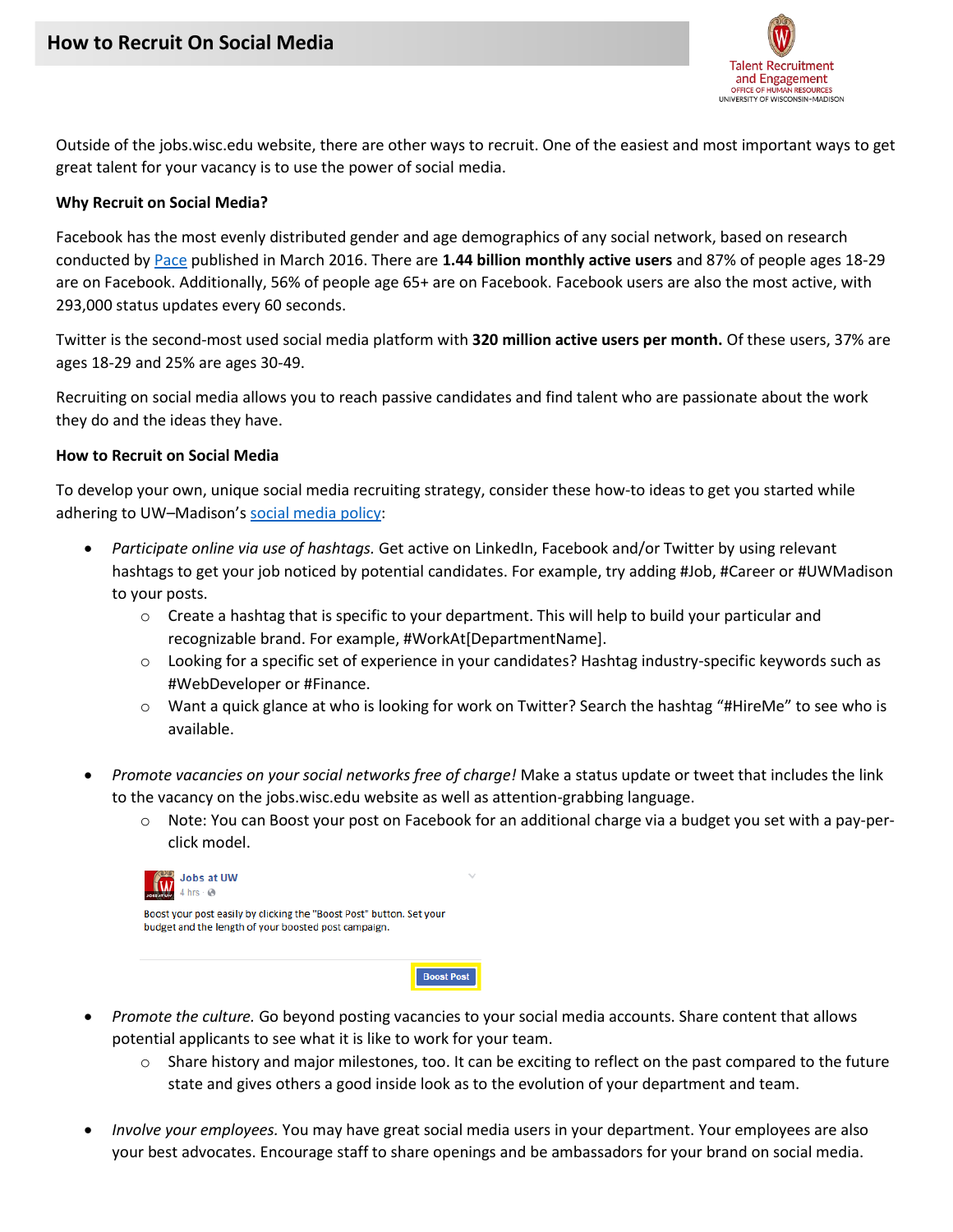# How to Recruit On Social Media

Outside of the jobs.wisc.edu website, there are other ways to recruit. One of the easiest and most important ways to get great talent for your vacancy is to use the power of social media.

**Why Recruit on Social Media?**

Facebook has the most evenly distributed gender and age demographics of any social network, based on research conducted by Pace published in March 2016. There are **1.44 billion monthly active users** and 87% of people ages 18-29 are on Facebook. Additionally, 56% of people age 65+ are on Facebook. Facebook users are also the most active, with 293,000 status updates every 60 seconds.

Twitter is the second-most used social media platform with **320 million active users per month.** Of these users, 37% are ages 18-29 and 25% are ages 30-49.

Recruiting on social media allows you to reach passive candidates and find talent who are passionate about the work they do and the ideas they have.

**How to Recruit on Social Media**

To develop your own, unique social media recruiting strategy, consider these how-to ideas to get you started while adhering to UW–Madison's social media policy:

- *Participate online via use of hashtags.* Get active on LinkedIn, Facebook and/or Twitter by using relevant hashtags to get your job noticed by potential candidates. For example, try adding #Job, #Career or #UWMadison to your posts.
  - Create a hashtag that is specific to your department. This will help to build your particular and recognizable brand. For example, #WorkAt[DepartmentName].
  - Looking for a specific set of experience in your candidates? Hashtag industry-specific keywords such as #WebDeveloper or #Finance.
  - Want a quick glance at who is looking for work on Twitter? Search the hashtag "#HireMe" to see who is available.

- *Promote vacancies on your social networks free of charge!* Make a status update or tweet that includes the link to the vacancy on the jobs.wisc.edu website as well as attention-grabbing language.
  - Note: You can Boost your post on Facebook for an additional charge via a budget you set with a pay-per-click model.

Jobs at UW
4 hrs

Boost your post easily by clicking the "Boost Post" button. Set your budget and the length of your boosted post campaign.

Boost Post

- *Promote the culture.* Go beyond posting vacancies to your social media accounts. Share content that allows potential applicants to see what it is like to work for your team.
  - Share history and major milestones, too. It can be exciting to reflect on the past compared to the future state and gives others a good inside look as to the evolution of your department and team.

- *Involve your employees.* You may have great social media users in your department. Your employees are also your best advocates. Encourage staff to share openings and be ambassadors for your brand on social media.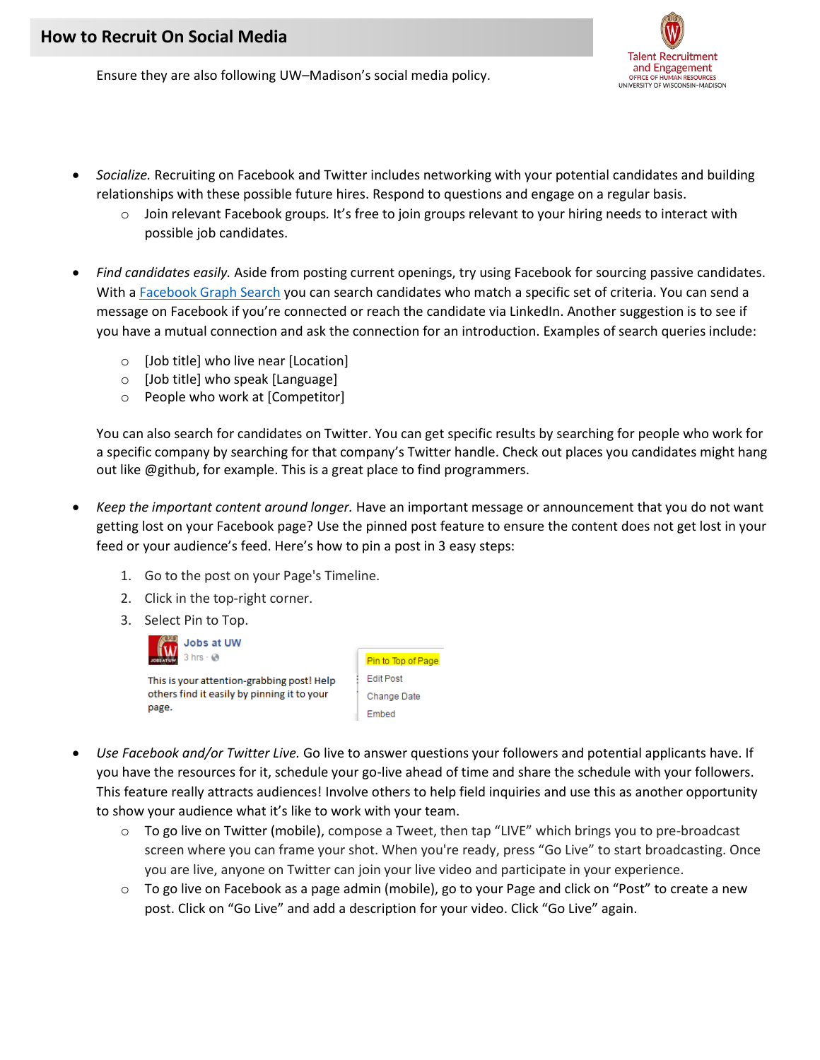Ensure they are also following UW–Madison's social media policy.

- *Socialize.* Recruiting on Facebook and Twitter includes networking with your potential candidates and building relationships with these possible future hires. Respond to questions and engage on a regular basis.
  - Join relevant Facebook groups. It's free to join groups relevant to your hiring needs to interact with possible job candidates.

- *Find candidates easily.* Aside from posting current openings, try using Facebook for sourcing passive candidates. With a Facebook Graph Search you can search candidates who match a specific set of criteria. You can send a message on Facebook if you're connected or reach the candidate via LinkedIn. Another suggestion is to see if you have a mutual connection and ask the connection for an introduction. Examples of search queries include:

  - [Job title] who live near [Location]
  - [Job title] who speak [Language]
  - People who work at [Competitor]

  You can also search for candidates on Twitter. You can get specific results by searching for people who work for a specific company by searching for that company's Twitter handle. Check out places you candidates might hang out like @github, for example. This is a great place to find programmers.

- *Keep the important content around longer.* Have an important message or announcement that you do not want getting lost on your Facebook page? Use the pinned post feature to ensure the content does not get lost in your feed or your audience's feed. Here's how to pin a post in 3 easy steps:

  1. Go to the post on your Page's Timeline.
  2. Click in the top-right corner.
  3. Select Pin to Top.

  Jobs at UW
  3 hrs
  This is your attention-grabbing post! Help others find it easily by pinning it to your page.

  Pin to Top of Page
  Edit Post
  Change Date
  Embed

- *Use Facebook and/or Twitter Live.* Go live to answer questions your followers and potential applicants have. If you have the resources for it, schedule your go-live ahead of time and share the schedule with your followers. This feature really attracts audiences! Involve others to help field inquiries and use this as another opportunity to show your audience what it's like to work with your team.
  - To go live on Twitter (mobile), compose a Tweet, then tap "LIVE" which brings you to pre-broadcast screen where you can frame your shot. When you're ready, press "Go Live" to start broadcasting. Once you are live, anyone on Twitter can join your live video and participate in your experience.
  - To go live on Facebook as a page admin (mobile), go to your Page and click on "Post" to create a new post. Click on "Go Live" and add a description for your video. Click "Go Live" again.